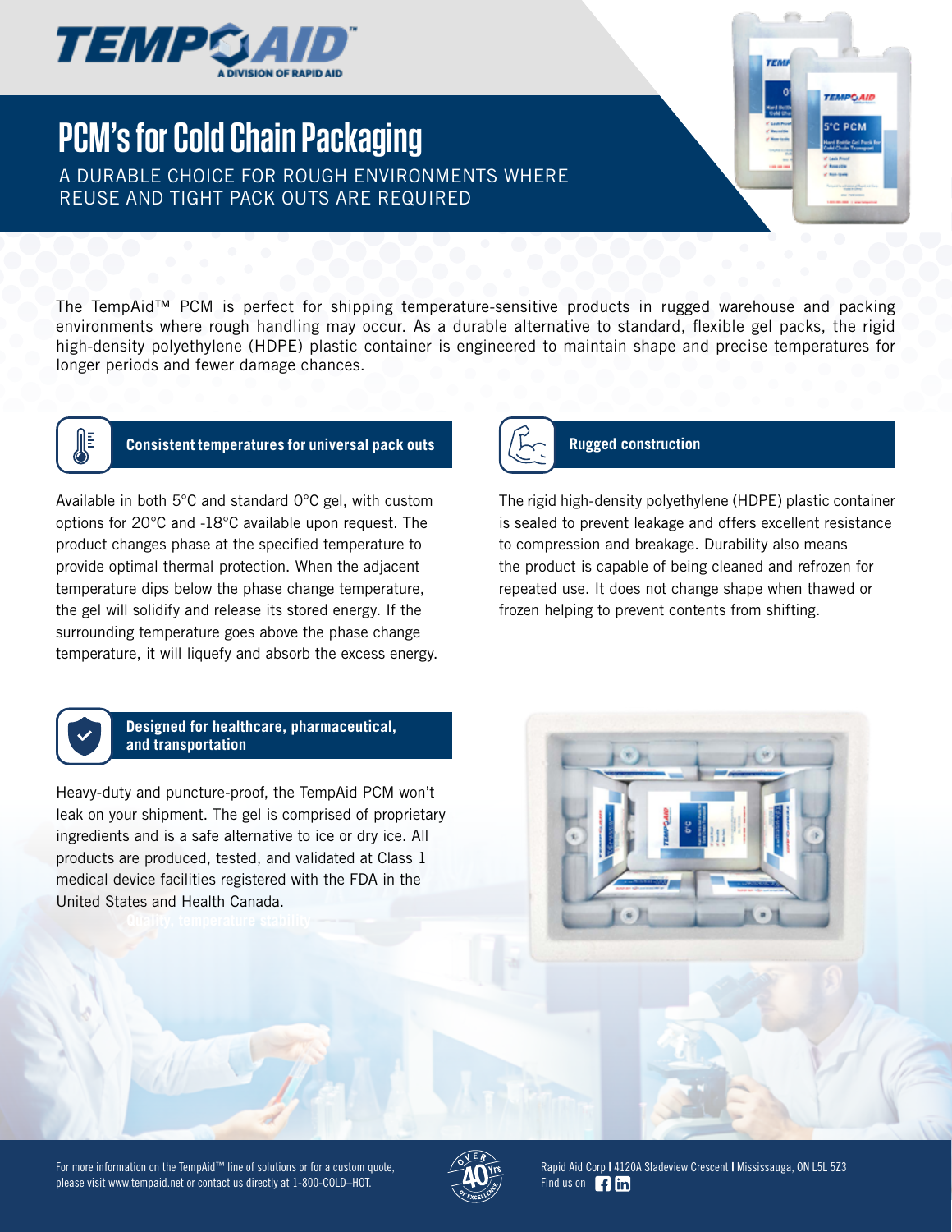# PCM's for Cold Chain Packaging

A DURABLE CHOICE FOR ROUGH ENVIRONMENTS WHERE REUSE AND TIGHT PACK OUTS ARE REQUIRED

The TempAid™ PCM is perfect for shipping temperature-sensitive products in rugged warehouse and packing environments where rough handling may occur. As a durable alternative to standard, flexible gel packs, the rigid high-density polyethylene (HDPE) plastic container is engineered to maintain shape and precise temperatures for longer periods and fewer damage chances.

## Consistent temperatures for universal pack outs

Available in both 5°C and standard 0°C gel, with custom options for 20°C and -18°C available upon request. The product changes phase at the specified temperature to provide optimal thermal protection. When the adjacent temperature dips below the phase change temperature, the gel will solidify and release its stored energy. If the surrounding temperature goes above the phase change temperature, it will liquefy and absorb the excess energy.

## Rugged construction

The rigid high-density polyethylene (HDPE) plastic container is sealed to prevent leakage and offers excellent resistance to compression and breakage. Durability also means the product is capable of being cleaned and refrozen for repeated use. It does not change shape when thawed or frozen helping to prevent contents from shifting.

## Designed for healthcare, pharmaceutical, and transportation

Heavy-duty and puncture-proof, the TempAid PCM won't leak on your shipment. The gel is comprised of proprietary ingredients and is a safe alternative to ice or dry ice. All products are produced, tested, and validated at Class 1 medical device facilities registered with the FDA in the United States and Health Canada.

For more information on the TempAid™ line of solutions or for a custom quote, please visit www.tempaid.net or contact us directly at 1-800-COLD–HOT.

Rapid Aid Corp | 4120A Sladeview Crescent | Mississauga, ON L5L 5Z3
Find us on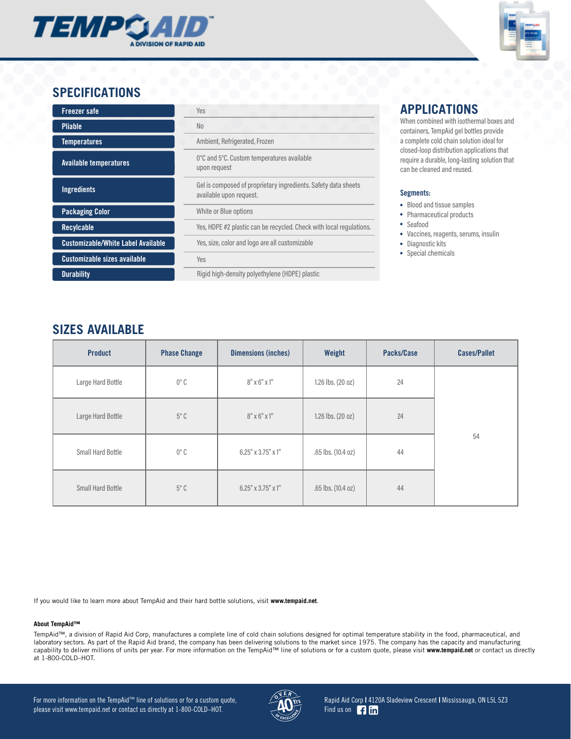## SPECIFICATIONS

| | |
|---|---|
| Freezer safe | Yes |
| Pliable | No |
| Temperatures | Ambient, Refrigerated, Frozen |
| Available temperatures | 0°C and 5°C. Custom temperatures available upon request |
| Ingredients | Gel is composed of proprietary ingredients. Safety data sheets available upon request. |
| Packaging Color | White or Blue options |
| Recylcable | Yes, HDPE #2 plastic can be recycled. Check with local regulations. |
| Customizable/White Label Available | Yes, size, color and logo are all customizable |
| Customizable sizes available | Yes |
| Durability | Rigid high-density polyethylene (HDPE) plastic |

## APPLICATIONS

When combined with isothermal boxes and containers, TempAid gel bottles provide a complete cold chain solution ideal for closed-loop distribution applications that require a durable, long-lasting solution that can be cleaned and reused.

**Segments:**

- Blood and tissue samples
- Pharmaceutical products
- Seafood
- Vaccines, reagents, serums, insulin
- Diagnostic kits
- Special chemicals

## SIZES AVAILABLE

| Product | Phase Change | Dimensions (inches) | Weight | Packs/Case | Cases/Pallet |
|---|---|---|---|---|---|
| Large Hard Bottle | 0° C | 8" x 6" x 1" | 1.26 lbs. (20 oz) | 24 | 54 |
| Large Hard Bottle | 5° C | 8" x 6" x 1" | 1.26 lbs. (20 oz) | 24 | |
| Small Hard Bottle | 0° C | 6.25" x 3.75" x 1" | .65 lbs. (10.4 oz) | 44 | |
| Small Hard Bottle | 5° C | 6.25" x 3.75" x 1" | .65 lbs. (10.4 oz) | 44 | |

If you would like to learn more about TempAid and their hard bottle solutions, visit **www.tempaid.net**.

**About TempAid™**

TempAid™, a division of Rapid Aid Corp, manufactures a complete line of cold chain solutions designed for optimal temperature stability in the food, pharmaceutical, and laboratory sectors. As part of the Rapid Aid brand, the company has been delivering solutions to the market since 1975. The company has the capacity and manufacturing capability to deliver millions of units per year. For more information on the TempAid™ line of solutions or for a custom quote, please visit **www.tempaid.net** or contact us directly at 1-800-COLD–HOT.

For more information on the TempAid™ line of solutions or for a custom quote, please visit www.tempaid.net or contact us directly at 1-800-COLD–HOT.

Rapid Aid Corp | 4120A Sladeview Crescent | Mississauga, ON L5L 5Z3
Find us on